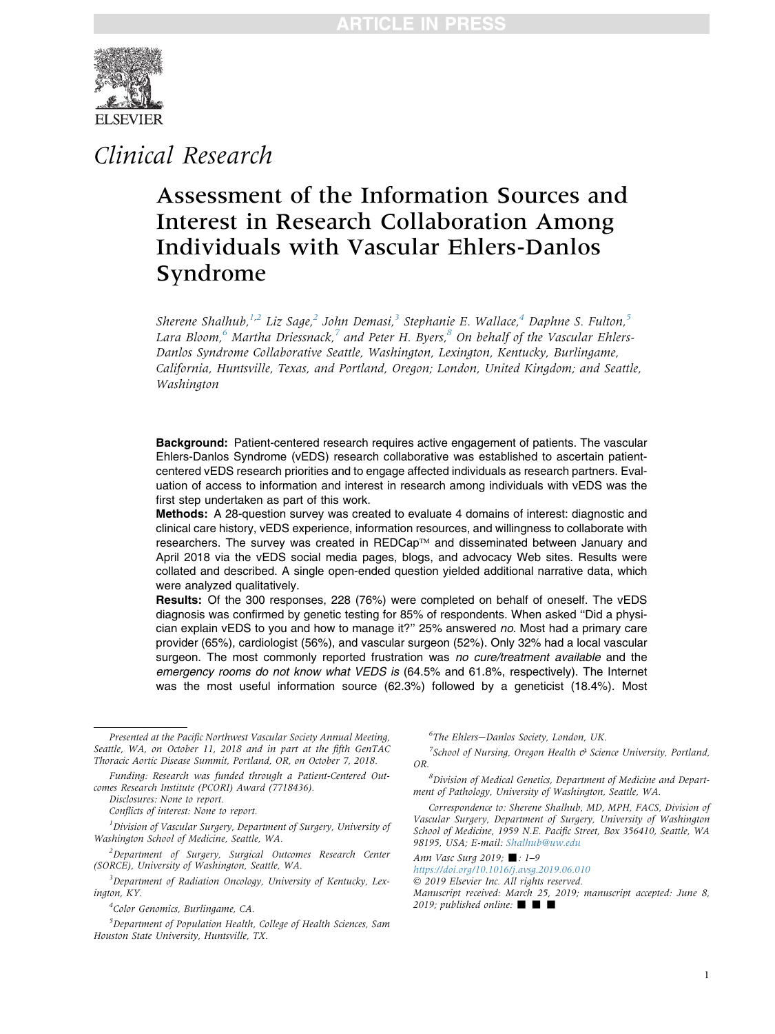# Clinical Research

# Assessment of the Information Sources and Interest in Research Collaboration Among Individuals with Vascular Ehlers-Danlos Syndrome

*Sherene Shalhub,[1,2] Liz Sage,[2] John Demasi,[3] Stephanie E. Wallace,[4] Daphne S. Fulton,[5] Lara Bloom,[6] Martha Driessnack,[7] and Peter H. Byers,[8] On behalf of the Vascular Ehlers-Danlos Syndrome Collaborative Seattle, Washington, Lexington, Kentucky, Burlingame, California, Huntsville, Texas, and Portland, Oregon; London, United Kingdom; and Seattle, Washington*

**Background:** Patient-centered research requires active engagement of patients. The vascular Ehlers-Danlos Syndrome (vEDS) research collaborative was established to ascertain patient-centered vEDS research priorities and to engage affected individuals as research partners. Evaluation of access to information and interest in research among individuals with vEDS was the first step undertaken as part of this work.

**Methods:** A 28-question survey was created to evaluate 4 domains of interest: diagnostic and clinical care history, vEDS experience, information resources, and willingness to collaborate with researchers. The survey was created in REDCap™ and disseminated between January and April 2018 via the vEDS social media pages, blogs, and advocacy Web sites. Results were collated and described. A single open-ended question yielded additional narrative data, which were analyzed qualitatively.

**Results:** Of the 300 responses, 228 (76%) were completed on behalf of oneself. The vEDS diagnosis was confirmed by genetic testing for 85% of respondents. When asked "Did a physician explain vEDS to you and how to manage it?" 25% answered *no*. Most had a primary care provider (65%), cardiologist (56%), and vascular surgeon (52%). Only 32% had a local vascular surgeon. The most commonly reported frustration was *no cure/treatment available* and the *emergency rooms do not know what VEDS is* (64.5% and 61.8%, respectively). The Internet was the most useful information source (62.3%) followed by a geneticist (18.4%). Most

---

*Presented at the Pacific Northwest Vascular Society Annual Meeting, Seattle, WA, on October 11, 2018 and in part at the fifth GenTAC Thoracic Aortic Disease Summit, Portland, OR, on October 7, 2018.*

*Funding: Research was funded through a Patient-Centered Outcomes Research Institute (PCORI) Award (7718436).*

*Disclosures: None to report.*

*Conflicts of interest: None to report.*

[1]*Division of Vascular Surgery, Department of Surgery, University of Washington School of Medicine, Seattle, WA.*

[2]*Department of Surgery, Surgical Outcomes Research Center (SORCE), University of Washington, Seattle, WA.*

[3]*Department of Radiation Oncology, University of Kentucky, Lexington, KY.*

[4]*Color Genomics, Burlingame, CA.*

[5]*Department of Population Health, College of Health Sciences, Sam Houston State University, Huntsville, TX.*

[6]*The Ehlers–Danlos Society, London, UK.*

[7]*School of Nursing, Oregon Health & Science University, Portland, OR.*

[8]*Division of Medical Genetics, Department of Medicine and Department of Pathology, University of Washington, Seattle, WA.*

*Correspondence to: Sherene Shalhub, MD, MPH, FACS, Division of Vascular Surgery, Department of Surgery, University of Washington School of Medicine, 1959 N.E. Pacific Street, Box 356410, Seattle, WA 98195, USA; E-mail: Shalhub@uw.edu*

*Ann Vasc Surg 2019; ■: 1–9*

https://doi.org/10.1016/j.avsg.2019.06.010

© 2019 Elsevier Inc. All rights reserved.

*Manuscript received: March 25, 2019; manuscript accepted: June 8, 2019; published online: ■ ■ ■*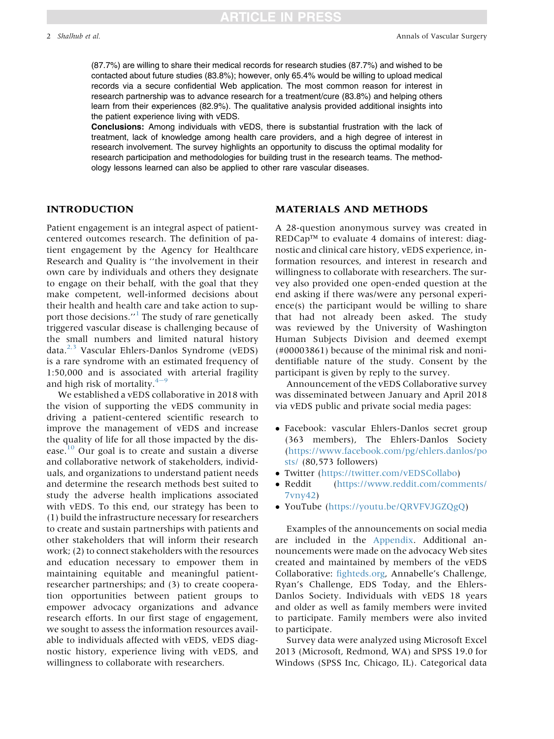(87.7%) are willing to share their medical records for research studies (87.7%) and wished to be contacted about future studies (83.8%); however, only 65.4% would be willing to upload medical records via a secure confidential Web application. The most common reason for interest in research partnership was to advance research for a treatment/cure (83.8%) and helping others learn from their experiences (82.9%). The qualitative analysis provided additional insights into the patient experience living with vEDS.

**Conclusions:** Among individuals with vEDS, there is substantial frustration with the lack of treatment, lack of knowledge among health care providers, and a high degree of interest in research involvement. The survey highlights an opportunity to discuss the optimal modality for research participation and methodologies for building trust in the research teams. The methodology lessons learned can also be applied to other rare vascular diseases.

## INTRODUCTION

Patient engagement is an integral aspect of patient-centered outcomes research. The definition of patient engagement by the Agency for Healthcare Research and Quality is "the involvement in their own care by individuals and others they designate to engage on their behalf, with the goal that they make competent, well-informed decisions about their health and health care and take action to support those decisions."[1] The study of rare genetically triggered vascular disease is challenging because of the small numbers and limited natural history data.[2,3] Vascular Ehlers-Danlos Syndrome (vEDS) is a rare syndrome with an estimated frequency of 1:50,000 and is associated with arterial fragility and high risk of mortality.[4–9]

We established a vEDS collaborative in 2018 with the vision of supporting the vEDS community in driving a patient-centered scientific research to improve the management of vEDS and increase the quality of life for all those impacted by the disease.[10] Our goal is to create and sustain a diverse and collaborative network of stakeholders, individuals, and organizations to understand patient needs and determine the research methods best suited to study the adverse health implications associated with vEDS. To this end, our strategy has been to (1) build the infrastructure necessary for researchers to create and sustain partnerships with patients and other stakeholders that will inform their research work; (2) to connect stakeholders with the resources and education necessary to empower them in maintaining equitable and meaningful patient-researcher partnerships; and (3) to create cooperation opportunities between patient groups to empower advocacy organizations and advance research efforts. In our first stage of engagement, we sought to assess the information resources available to individuals affected with vEDS, vEDS diagnostic history, experience living with vEDS, and willingness to collaborate with researchers.

## MATERIALS AND METHODS

A 28-question anonymous survey was created in REDCap™ to evaluate 4 domains of interest: diagnostic and clinical care history, vEDS experience, information resources, and interest in research and willingness to collaborate with researchers. The survey also provided one open-ended question at the end asking if there was/were any personal experience(s) the participant would be willing to share that had not already been asked. The study was reviewed by the University of Washington Human Subjects Division and deemed exempt (#00003861) because of the minimal risk and nonidentifiable nature of the study. Consent by the participant is given by reply to the survey.

Announcement of the vEDS Collaborative survey was disseminated between January and April 2018 via vEDS public and private social media pages:

- Facebook: vascular Ehlers-Danlos secret group (363 members), The Ehlers-Danlos Society (https://www.facebook.com/pg/ehlers.danlos/posts/ (80,573 followers)
- Twitter (https://twitter.com/vEDSCollabo)
- Reddit (https://www.reddit.com/comments/7vny42)
- YouTube (https://youtu.be/QRVFVJGZQgQ)

Examples of the announcements on social media are included in the Appendix. Additional announcements were made on the advocacy Web sites created and maintained by members of the vEDS Collaborative: fighteds.org, Annabelle's Challenge, Ryan's Challenge, EDS Today, and the Ehlers-Danlos Society. Individuals with vEDS 18 years and older as well as family members were invited to participate. Family members were also invited to participate.

Survey data were analyzed using Microsoft Excel 2013 (Microsoft, Redmond, WA) and SPSS 19.0 for Windows (SPSS Inc, Chicago, IL). Categorical data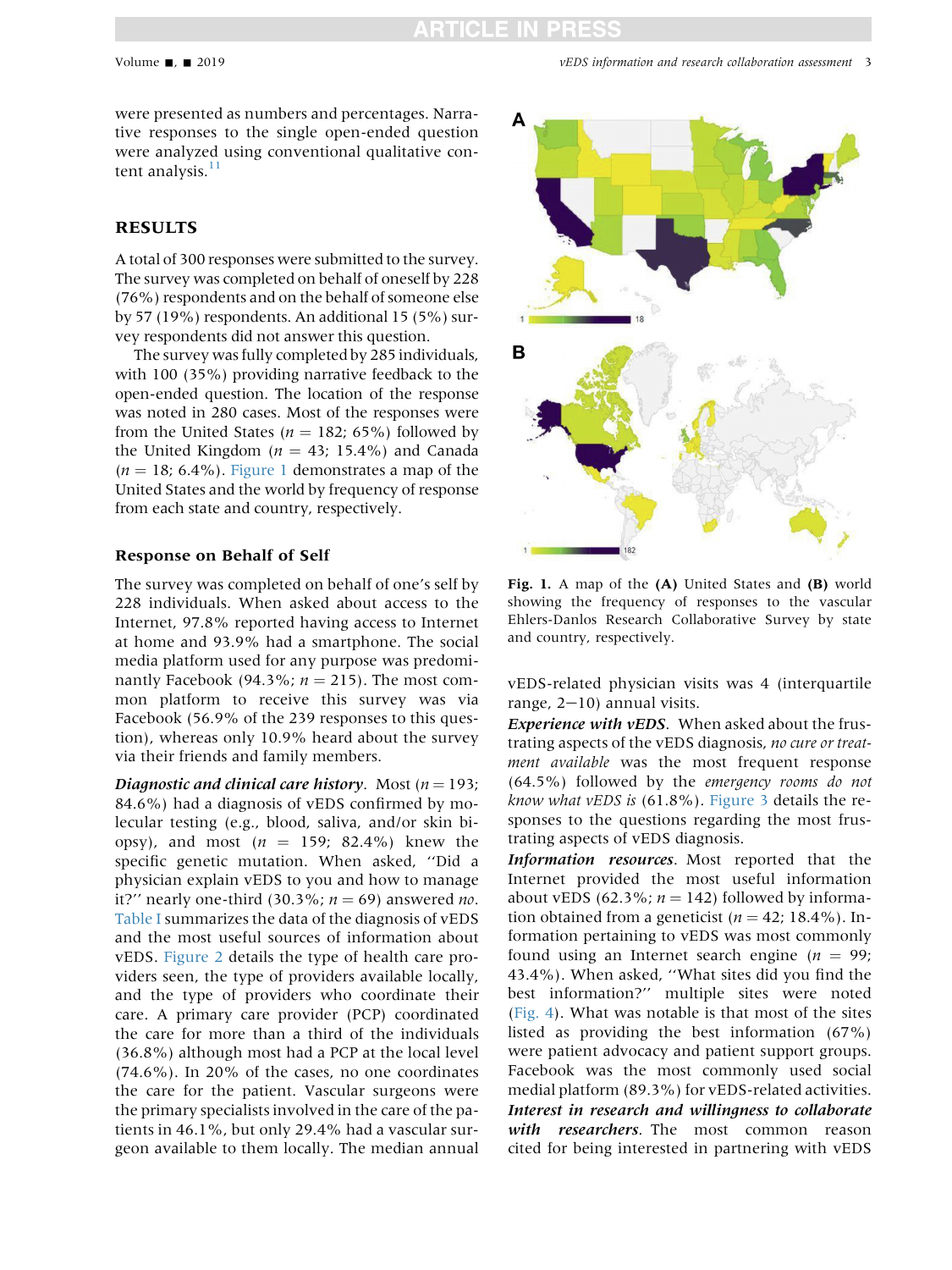were presented as numbers and percentages. Narrative responses to the single open-ended question were analyzed using conventional qualitative content analysis.[11]

## RESULTS

A total of 300 responses were submitted to the survey. The survey was completed on behalf of oneself by 228 (76%) respondents and on the behalf of someone else by 57 (19%) respondents. An additional 15 (5%) survey respondents did not answer this question.

The survey was fully completed by 285 individuals, with 100 (35%) providing narrative feedback to the open-ended question. The location of the response was noted in 280 cases. Most of the responses were from the United States ($n$ = 182; 65%) followed by the United Kingdom ($n$ = 43; 15.4%) and Canada ($n$ = 18; 6.4%). Figure 1 demonstrates a map of the United States and the world by frequency of response from each state and country, respectively.

### Response on Behalf of Self

The survey was completed on behalf of one's self by 228 individuals. When asked about access to the Internet, 97.8% reported having access to Internet at home and 93.9% had a smartphone. The social media platform used for any purpose was predominantly Facebook (94.3%; $n$ = 215). The most common platform to receive this survey was via Facebook (56.9% of the 239 responses to this question), whereas only 10.9% heard about the survey via their friends and family members.

***Diagnostic and clinical care history.*** Most ($n$ = 193; 84.6%) had a diagnosis of vEDS confirmed by molecular testing (e.g., blood, saliva, and/or skin biopsy), and most ($n$ = 159; 82.4%) knew the specific genetic mutation. When asked, "Did a physician explain vEDS to you and how to manage it?" nearly one-third (30.3%; $n$ = 69) answered *no*. Table I summarizes the data of the diagnosis of vEDS and the most useful sources of information about vEDS. Figure 2 details the type of health care providers seen, the type of providers available locally, and the type of providers who coordinate their care. A primary care provider (PCP) coordinated the care for more than a third of the individuals (36.8%) although most had a PCP at the local level (74.6%). In 20% of the cases, no one coordinates the care for the patient. Vascular surgeons were the primary specialists involved in the care of the patients in 46.1%, but only 29.4% had a vascular surgeon available to them locally. The median annual vEDS-related physician visits was 4 (interquartile range, 2−10) annual visits.

**Fig. 1.** A map of the **(A)** United States and **(B)** world showing the frequency of responses to the vascular Ehlers-Danlos Research Collaborative Survey by state and country, respectively.

***Experience with vEDS.*** When asked about the frustrating aspects of the vEDS diagnosis, *no cure or treatment available* was the most frequent response (64.5%) followed by the *emergency rooms do not know what vEDS is* (61.8%). Figure 3 details the responses to the questions regarding the most frustrating aspects of vEDS diagnosis.

***Information resources.*** Most reported that the Internet provided the most useful information about vEDS (62.3%; $n$ = 142) followed by information obtained from a geneticist ($n$ = 42; 18.4%). Information pertaining to vEDS was most commonly found using an Internet search engine ($n$ = 99; 43.4%). When asked, "What sites did you find the best information?" multiple sites were noted (Fig. 4). What was notable is that most of the sites listed as providing the best information (67%) were patient advocacy and patient support groups. Facebook was the most commonly used social medial platform (89.3%) for vEDS-related activities.

***Interest in research and willingness to collaborate with researchers.*** The most common reason cited for being interested in partnering with vEDS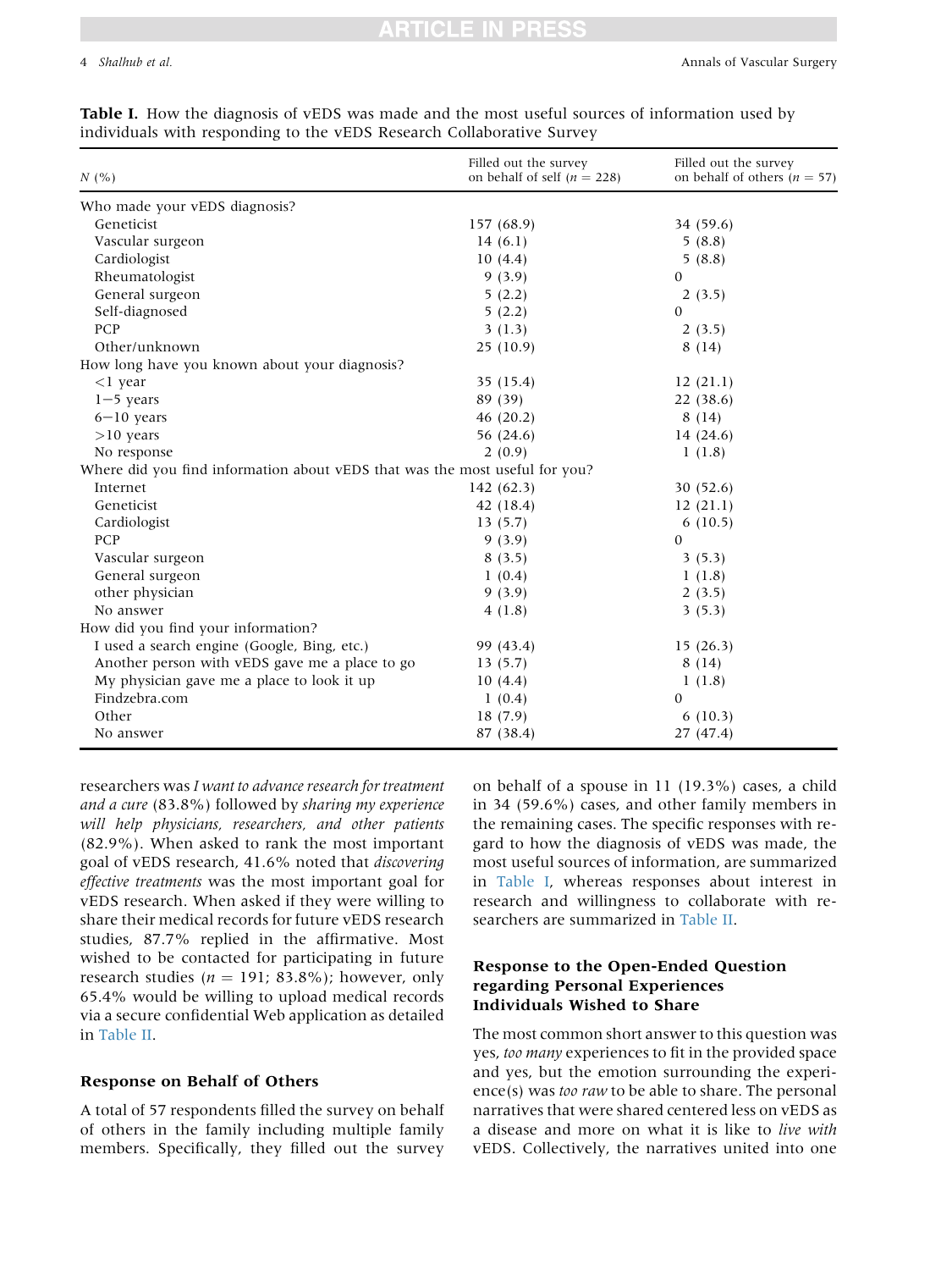**Table I.** How the diagnosis of vEDS was made and the most useful sources of information used by individuals with responding to the vEDS Research Collaborative Survey

| N (%) | Filled out the survey on behalf of self (n = 228) | Filled out the survey on behalf of others (n = 57) |
|---|---|---|
| Who made your vEDS diagnosis? | | |
| Geneticist | 157 (68.9) | 34 (59.6) |
| Vascular surgeon | 14 (6.1) | 5 (8.8) |
| Cardiologist | 10 (4.4) | 5 (8.8) |
| Rheumatologist | 9 (3.9) | 0 |
| General surgeon | 5 (2.2) | 2 (3.5) |
| Self-diagnosed | 5 (2.2) | 0 |
| PCP | 3 (1.3) | 2 (3.5) |
| Other/unknown | 25 (10.9) | 8 (14) |
| How long have you known about your diagnosis? | | |
| <1 year | 35 (15.4) | 12 (21.1) |
| 1−5 years | 89 (39) | 22 (38.6) |
| 6−10 years | 46 (20.2) | 8 (14) |
| >10 years | 56 (24.6) | 14 (24.6) |
| No response | 2 (0.9) | 1 (1.8) |
| Where did you find information about vEDS that was the most useful for you? | | |
| Internet | 142 (62.3) | 30 (52.6) |
| Geneticist | 42 (18.4) | 12 (21.1) |
| Cardiologist | 13 (5.7) | 6 (10.5) |
| PCP | 9 (3.9) | 0 |
| Vascular surgeon | 8 (3.5) | 3 (5.3) |
| General surgeon | 1 (0.4) | 1 (1.8) |
| other physician | 9 (3.9) | 2 (3.5) |
| No answer | 4 (1.8) | 3 (5.3) |
| How did you find your information? | | |
| I used a search engine (Google, Bing, etc.) | 99 (43.4) | 15 (26.3) |
| Another person with vEDS gave me a place to go | 13 (5.7) | 8 (14) |
| My physician gave me a place to look it up | 10 (4.4) | 1 (1.8) |
| Findzebra.com | 1 (0.4) | 0 |
| Other | 18 (7.9) | 6 (10.3) |
| No answer | 87 (38.4) | 27 (47.4) |

researchers was *I want to advance research for treatment and a cure* (83.8%) followed by *sharing my experience will help physicians, researchers, and other patients* (82.9%). When asked to rank the most important goal of vEDS research, 41.6% noted that *discovering effective treatments* was the most important goal for vEDS research. When asked if they were willing to share their medical records for future vEDS research studies, 87.7% replied in the affirmative. Most wished to be contacted for participating in future research studies (n = 191; 83.8%); however, only 65.4% would be willing to upload medical records via a secure confidential Web application as detailed in Table II.

## Response on Behalf of Others

A total of 57 respondents filled the survey on behalf of others in the family including multiple family members. Specifically, they filled out the survey on behalf of a spouse in 11 (19.3%) cases, a child in 34 (59.6%) cases, and other family members in the remaining cases. The specific responses with regard to how the diagnosis of vEDS was made, the most useful sources of information, are summarized in Table I, whereas responses about interest in research and willingness to collaborate with researchers are summarized in Table II.

## Response to the Open-Ended Question regarding Personal Experiences Individuals Wished to Share

The most common short answer to this question was yes, *too many* experiences to fit in the provided space and yes, but the emotion surrounding the experience(s) was *too raw* to be able to share. The personal narratives that were shared centered less on vEDS as a disease and more on what it is like to *live with* vEDS. Collectively, the narratives united into one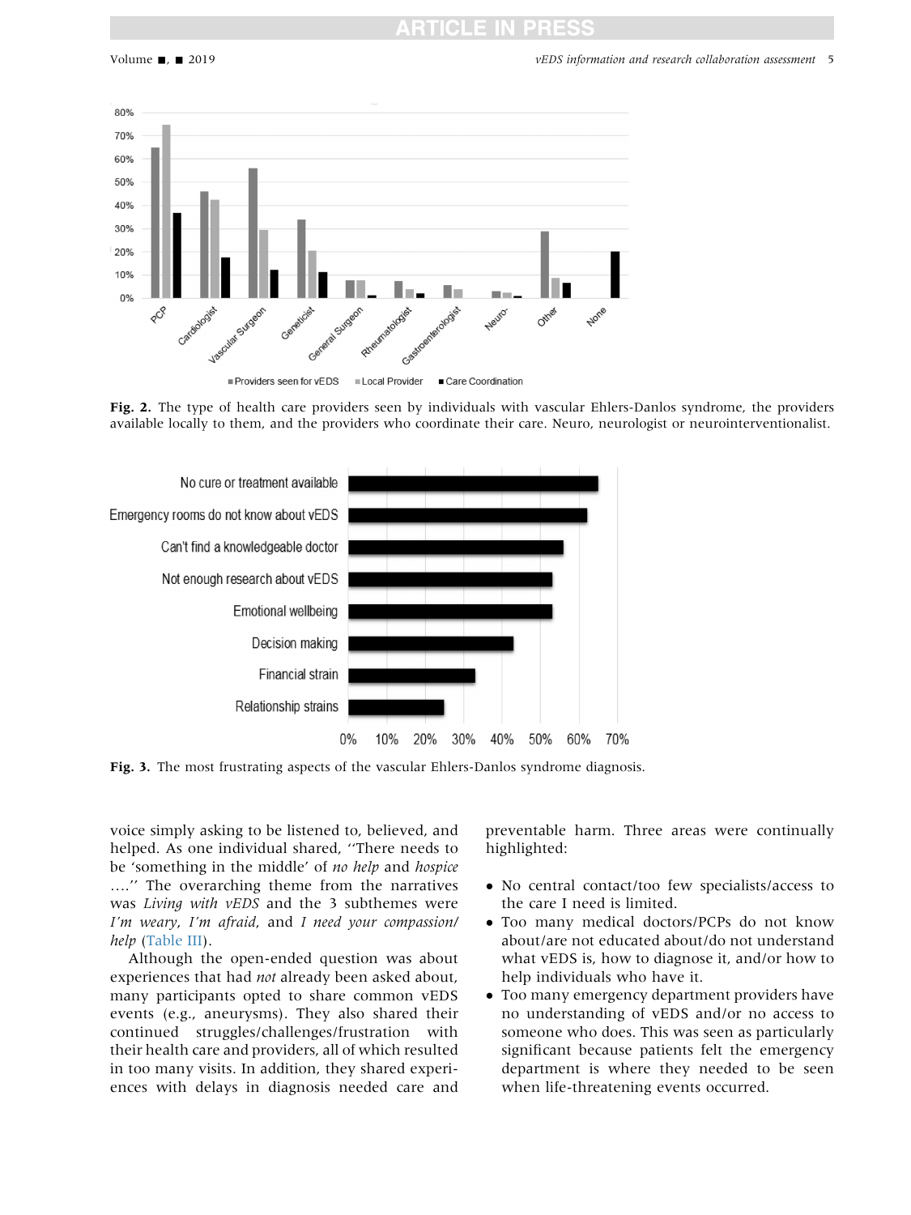Fig. 2. The type of health care providers seen by individuals with vascular Ehlers-Danlos syndrome, the providers available locally to them, and the providers who coordinate their care. Neuro, neurologist or neurointerventionalist.

Fig. 3. The most frustrating aspects of the vascular Ehlers-Danlos syndrome diagnosis.

voice simply asking to be listened to, believed, and helped. As one individual shared, ''There needs to be 'something in the middle' of *no help* and *hospice* ….'' The overarching theme from the narratives was *Living with vEDS* and the 3 subthemes were *I'm weary*, *I'm afraid*, and *I need your compassion/help* (Table III).

Although the open-ended question was about experiences that had *not* already been asked about, many participants opted to share common vEDS events (e.g., aneurysms). They also shared their continued struggles/challenges/frustration with their health care and providers, all of which resulted in too many visits. In addition, they shared experiences with delays in diagnosis needed care and preventable harm. Three areas were continually highlighted:

- No central contact/too few specialists/access to the care I need is limited.
- Too many medical doctors/PCPs do not know about/are not educated about/do not understand what vEDS is, how to diagnose it, and/or how to help individuals who have it.
- Too many emergency department providers have no understanding of vEDS and/or no access to someone who does. This was seen as particularly significant because patients felt the emergency department is where they needed to be seen when life-threatening events occurred.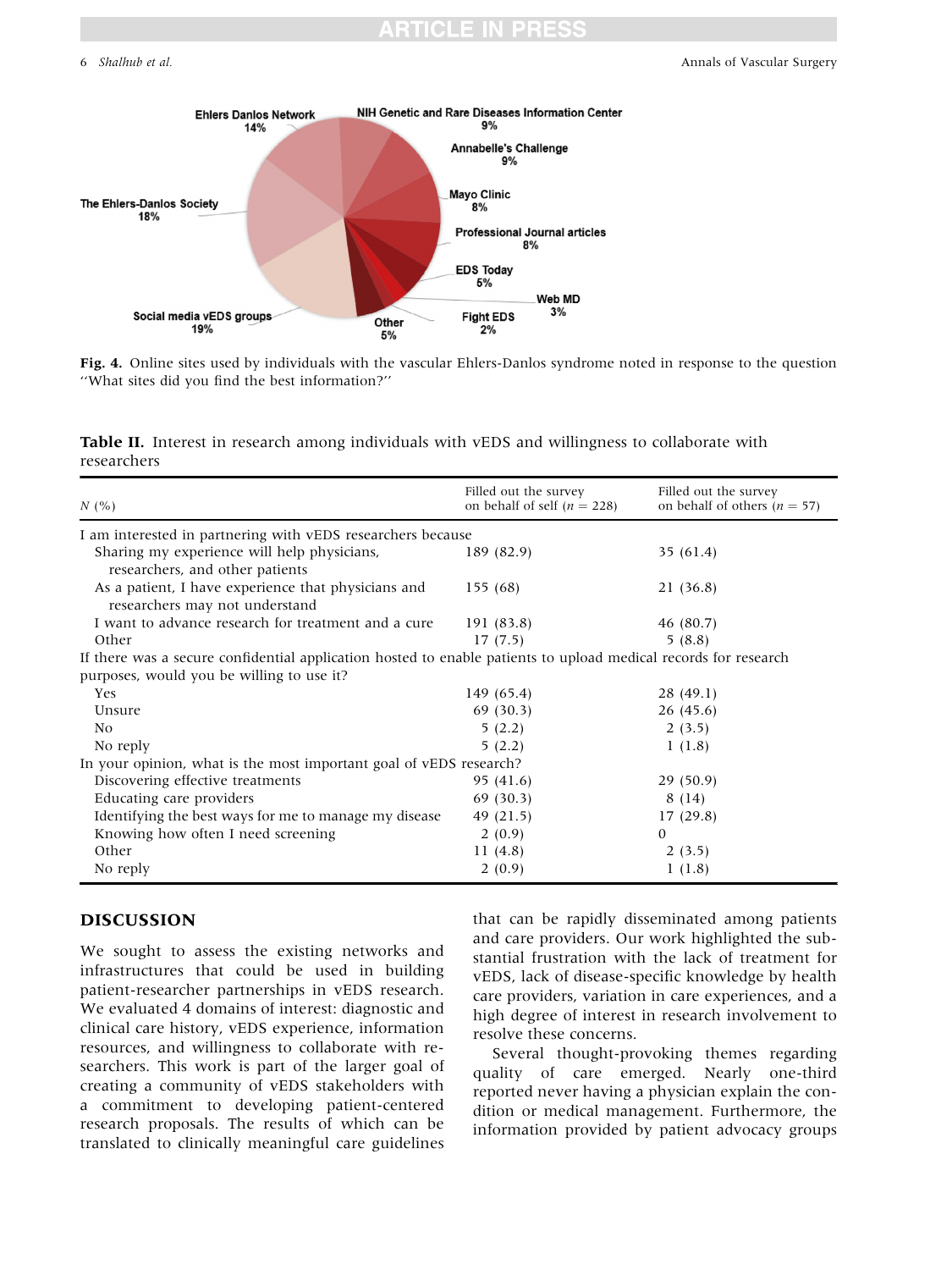Fig. 4. Online sites used by individuals with the vascular Ehlers-Danlos syndrome noted in response to the question "What sites did you find the best information?"

**Table II.** Interest in research among individuals with vEDS and willingness to collaborate with researchers

| *N* (%) | Filled out the survey on behalf of self ($n = 228$) | Filled out the survey on behalf of others ($n = 57$) |
|---|---|---|
| I am interested in partnering with vEDS researchers because | | |
| Sharing my experience will help physicians, researchers, and other patients | 189 (82.9) | 35 (61.4) |
| As a patient, I have experience that physicians and researchers may not understand | 155 (68) | 21 (36.8) |
| I want to advance research for treatment and a cure | 191 (83.8) | 46 (80.7) |
| Other | 17 (7.5) | 5 (8.8) |
| If there was a secure confidential application hosted to enable patients to upload medical records for research purposes, would you be willing to use it? | | |
| Yes | 149 (65.4) | 28 (49.1) |
| Unsure | 69 (30.3) | 26 (45.6) |
| No | 5 (2.2) | 2 (3.5) |
| No reply | 5 (2.2) | 1 (1.8) |
| In your opinion, what is the most important goal of vEDS research? | | |
| Discovering effective treatments | 95 (41.6) | 29 (50.9) |
| Educating care providers | 69 (30.3) | 8 (14) |
| Identifying the best ways for me to manage my disease | 49 (21.5) | 17 (29.8) |
| Knowing how often I need screening | 2 (0.9) | 0 |
| Other | 11 (4.8) | 2 (3.5) |
| No reply | 2 (0.9) | 1 (1.8) |

## DISCUSSION

We sought to assess the existing networks and infrastructures that could be used in building patient-researcher partnerships in vEDS research. We evaluated 4 domains of interest: diagnostic and clinical care history, vEDS experience, information resources, and willingness to collaborate with researchers. This work is part of the larger goal of creating a community of vEDS stakeholders with a commitment to developing patient-centered research proposals. The results of which can be translated to clinically meaningful care guidelines that can be rapidly disseminated among patients and care providers. Our work highlighted the substantial frustration with the lack of treatment for vEDS, lack of disease-specific knowledge by health care providers, variation in care experiences, and a high degree of interest in research involvement to resolve these concerns.

Several thought-provoking themes regarding quality of care emerged. Nearly one-third reported never having a physician explain the condition or medical management. Furthermore, the information provided by patient advocacy groups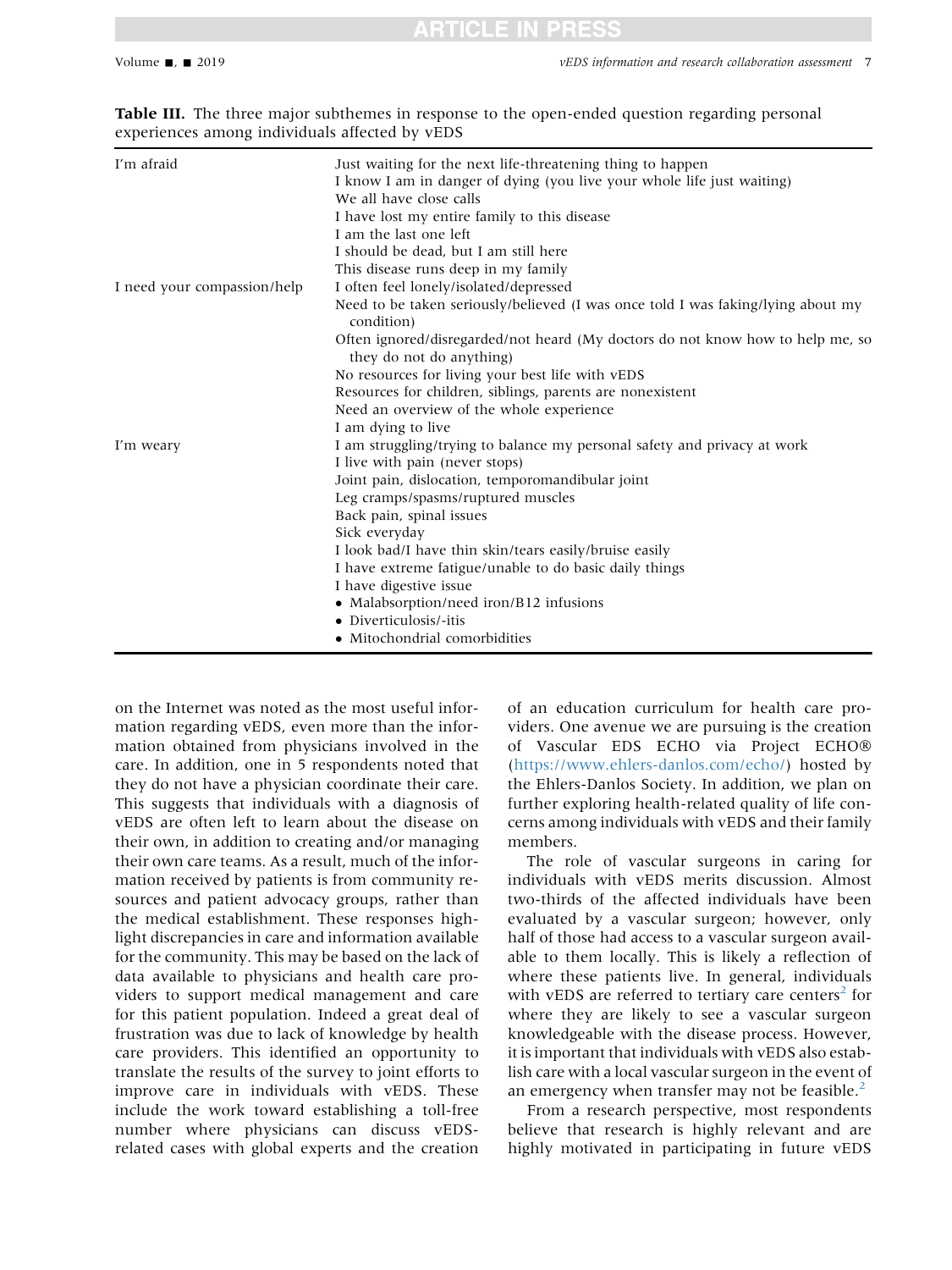**Table III.** The three major subthemes in response to the open-ended question regarding personal experiences among individuals affected by vEDS

| | |
|---|---|
| I'm afraid | Just waiting for the next life-threatening thing to happen |
| | I know I am in danger of dying (you live your whole life just waiting) |
| | We all have close calls |
| | I have lost my entire family to this disease |
| | I am the last one left |
| | I should be dead, but I am still here |
| | This disease runs deep in my family |
| I need your compassion/help | I often feel lonely/isolated/depressed |
| | Need to be taken seriously/believed (I was once told I was faking/lying about my condition) |
| | Often ignored/disregarded/not heard (My doctors do not know how to help me, so they do not do anything) |
| | No resources for living your best life with vEDS |
| | Resources for children, siblings, parents are nonexistent |
| | Need an overview of the whole experience |
| | I am dying to live |
| I'm weary | I am struggling/trying to balance my personal safety and privacy at work |
| | I live with pain (never stops) |
| | Joint pain, dislocation, temporomandibular joint |
| | Leg cramps/spasms/ruptured muscles |
| | Back pain, spinal issues |
| | Sick everyday |
| | I look bad/I have thin skin/tears easily/bruise easily |
| | I have extreme fatigue/unable to do basic daily things |
| | I have digestive issue |
| | • Malabsorption/need iron/B12 infusions |
| | • Diverticulosis/-itis |
| | • Mitochondrial comorbidities |

on the Internet was noted as the most useful information regarding vEDS, even more than the information obtained from physicians involved in the care. In addition, one in 5 respondents noted that they do not have a physician coordinate their care. This suggests that individuals with a diagnosis of vEDS are often left to learn about the disease on their own, in addition to creating and/or managing their own care teams. As a result, much of the information received by patients is from community resources and patient advocacy groups, rather than the medical establishment. These responses highlight discrepancies in care and information available for the community. This may be based on the lack of data available to physicians and health care providers to support medical management and care for this patient population. Indeed a great deal of frustration was due to lack of knowledge by health care providers. This identified an opportunity to translate the results of the survey to joint efforts to improve care in individuals with vEDS. These include the work toward establishing a toll-free number where physicians can discuss vEDS-related cases with global experts and the creation of an education curriculum for health care providers. One avenue we are pursuing is the creation of Vascular EDS ECHO via Project ECHO® (https://www.ehlers-danlos.com/echo/) hosted by the Ehlers-Danlos Society. In addition, we plan on further exploring health-related quality of life concerns among individuals with vEDS and their family members.

The role of vascular surgeons in caring for individuals with vEDS merits discussion. Almost two-thirds of the affected individuals have been evaluated by a vascular surgeon; however, only half of those had access to a vascular surgeon available to them locally. This is likely a reflection of where these patients live. In general, individuals with vEDS are referred to tertiary care centers[2] for where they are likely to see a vascular surgeon knowledgeable with the disease process. However, it is important that individuals with vEDS also establish care with a local vascular surgeon in the event of an emergency when transfer may not be feasible.[2]

From a research perspective, most respondents believe that research is highly relevant and are highly motivated in participating in future vEDS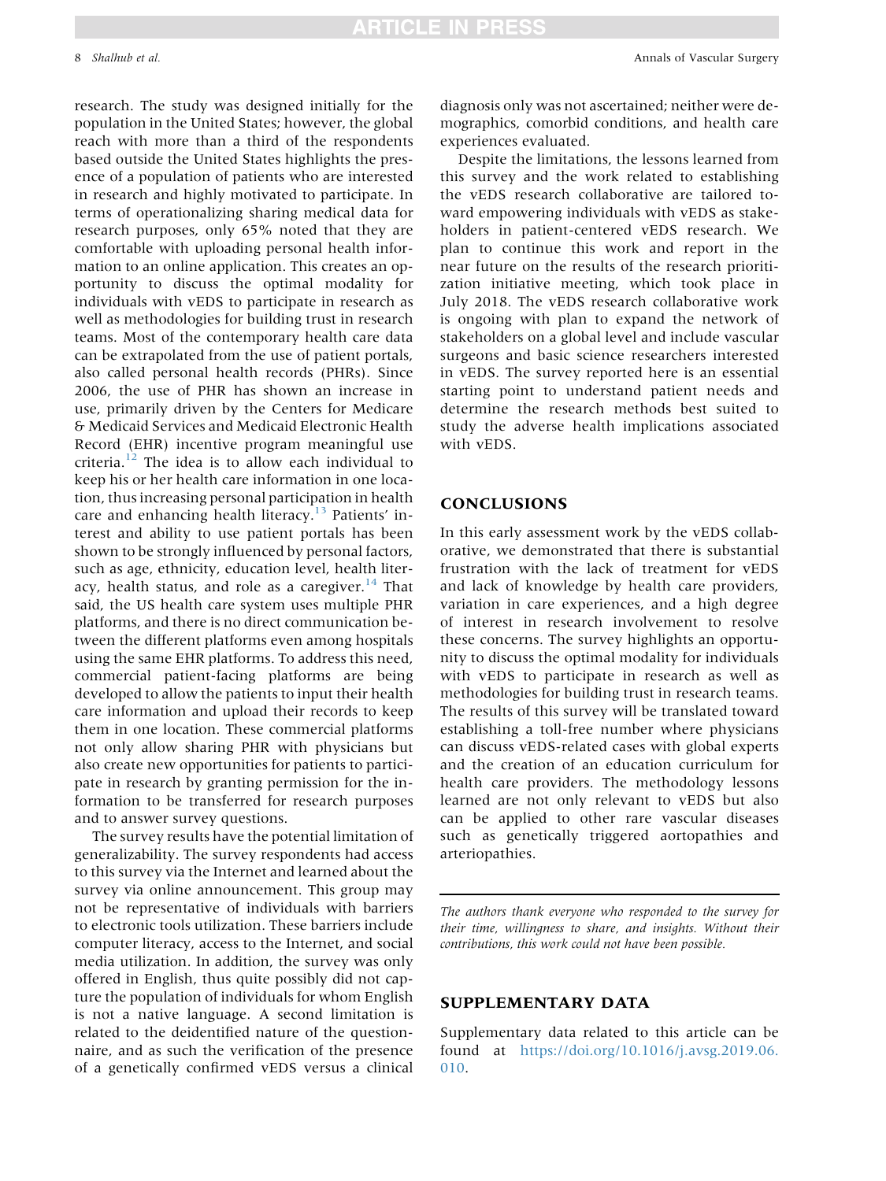research. The study was designed initially for the population in the United States; however, the global reach with more than a third of the respondents based outside the United States highlights the presence of a population of patients who are interested in research and highly motivated to participate. In terms of operationalizing sharing medical data for research purposes, only 65% noted that they are comfortable with uploading personal health information to an online application. This creates an opportunity to discuss the optimal modality for individuals with vEDS to participate in research as well as methodologies for building trust in research teams. Most of the contemporary health care data can be extrapolated from the use of patient portals, also called personal health records (PHRs). Since 2006, the use of PHR has shown an increase in use, primarily driven by the Centers for Medicare & Medicaid Services and Medicaid Electronic Health Record (EHR) incentive program meaningful use criteria.[12] The idea is to allow each individual to keep his or her health care information in one location, thus increasing personal participation in health care and enhancing health literacy.[13] Patients' interest and ability to use patient portals has been shown to be strongly influenced by personal factors, such as age, ethnicity, education level, health literacy, health status, and role as a caregiver.[14] That said, the US health care system uses multiple PHR platforms, and there is no direct communication between the different platforms even among hospitals using the same EHR platforms. To address this need, commercial patient-facing platforms are being developed to allow the patients to input their health care information and upload their records to keep them in one location. These commercial platforms not only allow sharing PHR with physicians but also create new opportunities for patients to participate in research by granting permission for the information to be transferred for research purposes and to answer survey questions.

The survey results have the potential limitation of generalizability. The survey respondents had access to this survey via the Internet and learned about the survey via online announcement. This group may not be representative of individuals with barriers to electronic tools utilization. These barriers include computer literacy, access to the Internet, and social media utilization. In addition, the survey was only offered in English, thus quite possibly did not capture the population of individuals for whom English is not a native language. A second limitation is related to the deidentified nature of the questionnaire, and as such the verification of the presence of a genetically confirmed vEDS versus a clinical diagnosis only was not ascertained; neither were demographics, comorbid conditions, and health care experiences evaluated.

Despite the limitations, the lessons learned from this survey and the work related to establishing the vEDS research collaborative are tailored toward empowering individuals with vEDS as stakeholders in patient-centered vEDS research. We plan to continue this work and report in the near future on the results of the research prioritization initiative meeting, which took place in July 2018. The vEDS research collaborative work is ongoing with plan to expand the network of stakeholders on a global level and include vascular surgeons and basic science researchers interested in vEDS. The survey reported here is an essential starting point to understand patient needs and determine the research methods best suited to study the adverse health implications associated with vEDS.

## CONCLUSIONS

In this early assessment work by the vEDS collaborative, we demonstrated that there is substantial frustration with the lack of treatment for vEDS and lack of knowledge by health care providers, variation in care experiences, and a high degree of interest in research involvement to resolve these concerns. The survey highlights an opportunity to discuss the optimal modality for individuals with vEDS to participate in research as well as methodologies for building trust in research teams. The results of this survey will be translated toward establishing a toll-free number where physicians can discuss vEDS-related cases with global experts and the creation of an education curriculum for health care providers. The methodology lessons learned are not only relevant to vEDS but also can be applied to other rare vascular diseases such as genetically triggered aortopathies and arteriopathies.

*The authors thank everyone who responded to the survey for their time, willingness to share, and insights. Without their contributions, this work could not have been possible.*

## SUPPLEMENTARY DATA

Supplementary data related to this article can be found at https://doi.org/10.1016/j.avsg.2019.06.010.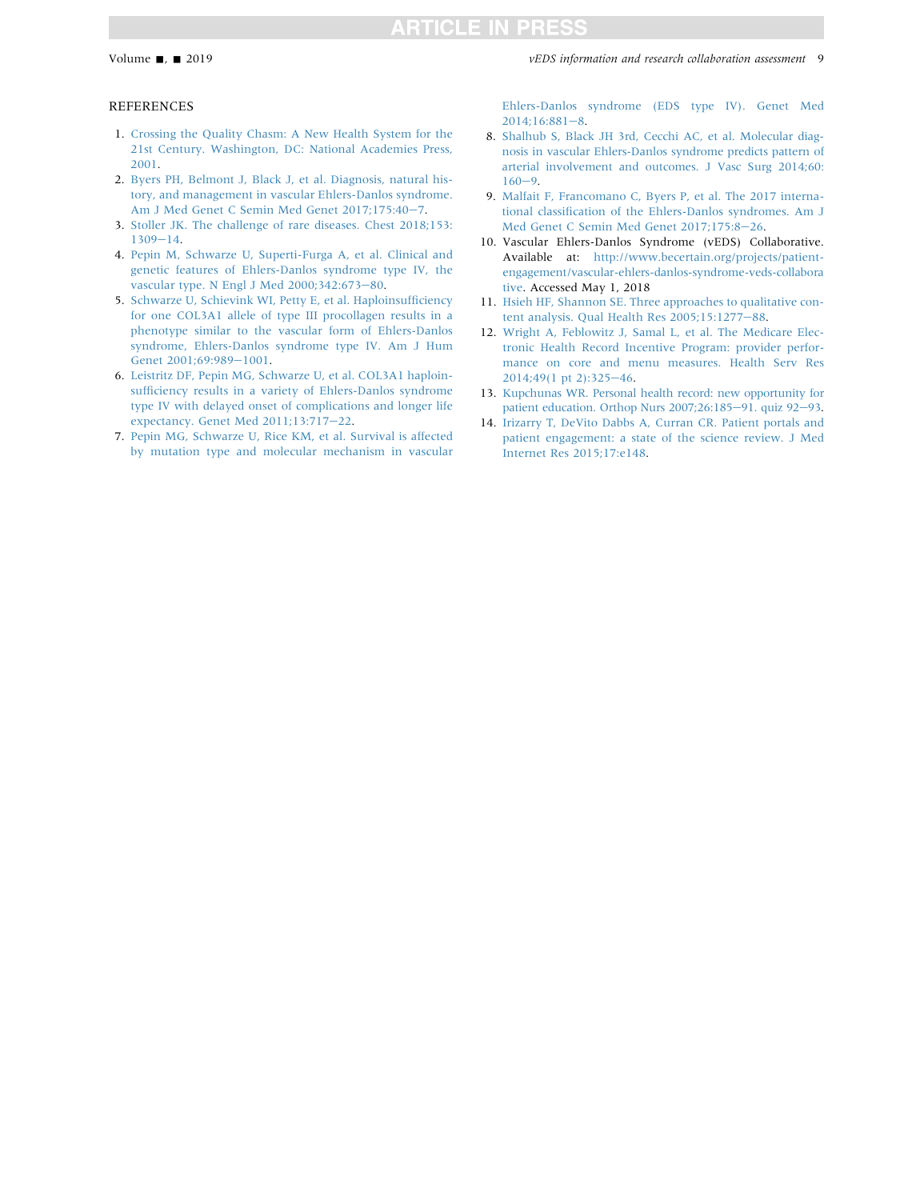## REFERENCES

1. Crossing the Quality Chasm: A New Health System for the 21st Century. Washington, DC: National Academies Press, 2001.
2. Byers PH, Belmont J, Black J, et al. Diagnosis, natural history, and management in vascular Ehlers-Danlos syndrome. Am J Med Genet C Semin Med Genet 2017;175:40—7.
3. Stoller JK. The challenge of rare diseases. Chest 2018;153: 1309—14.
4. Pepin M, Schwarze U, Superti-Furga A, et al. Clinical and genetic features of Ehlers-Danlos syndrome type IV, the vascular type. N Engl J Med 2000;342:673—80.
5. Schwarze U, Schievink WI, Petty E, et al. Haploinsufficiency for one COL3A1 allele of type III procollagen results in a phenotype similar to the vascular form of Ehlers-Danlos syndrome, Ehlers-Danlos syndrome type IV. Am J Hum Genet 2001;69:989—1001.
6. Leistritz DF, Pepin MG, Schwarze U, et al. COL3A1 haploinsufficiency results in a variety of Ehlers-Danlos syndrome type IV with delayed onset of complications and longer life expectancy. Genet Med 2011;13:717—22.
7. Pepin MG, Schwarze U, Rice KM, et al. Survival is affected by mutation type and molecular mechanism in vascular Ehlers-Danlos syndrome (EDS type IV). Genet Med 2014;16:881—8.
8. Shalhub S, Black JH 3rd, Cecchi AC, et al. Molecular diagnosis in vascular Ehlers-Danlos syndrome predicts pattern of arterial involvement and outcomes. J Vasc Surg 2014;60: 160—9.
9. Malfait F, Francomano C, Byers P, et al. The 2017 international classification of the Ehlers-Danlos syndromes. Am J Med Genet C Semin Med Genet 2017;175:8—26.
10. Vascular Ehlers-Danlos Syndrome (vEDS) Collaborative. Available at: http://www.becertain.org/projects/patient-engagement/vascular-ehlers-danlos-syndrome-veds-collaborative. Accessed May 1, 2018
11. Hsieh HF, Shannon SE. Three approaches to qualitative content analysis. Qual Health Res 2005;15:1277—88.
12. Wright A, Feblowitz J, Samal L, et al. The Medicare Electronic Health Record Incentive Program: provider performance on core and menu measures. Health Serv Res 2014;49(1 pt 2):325—46.
13. Kupchunas WR. Personal health record: new opportunity for patient education. Orthop Nurs 2007;26:185—91. quiz 92—93.
14. Irizarry T, DeVito Dabbs A, Curran CR. Patient portals and patient engagement: a state of the science review. J Med Internet Res 2015;17:e148.